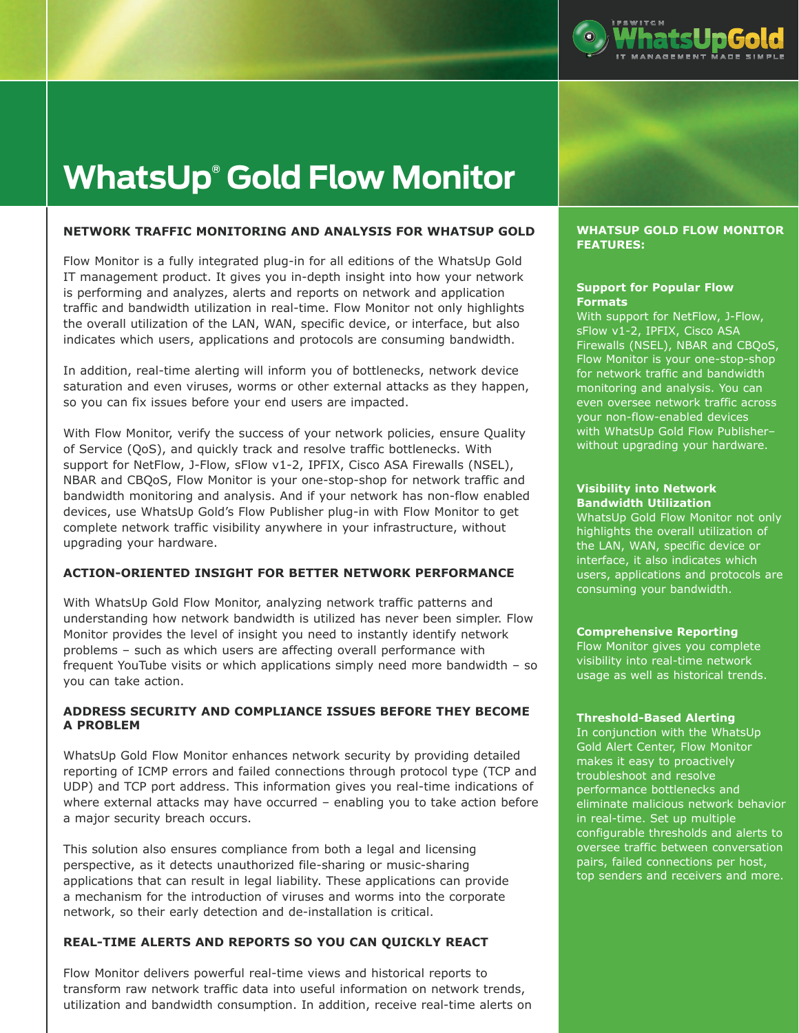# WhatsUp® Gold Flow Monitor

## NETWORK TRAFFIC MONITORING AND ANALYSIS FOR WHATSUP GOLD

Flow Monitor is a fully integrated plug-in for all editions of the WhatsUp Gold IT management product. It gives you in-depth insight into how your network is performing and analyzes, alerts and reports on network and application traffic and bandwidth utilization in real-time. Flow Monitor not only highlights the overall utilization of the LAN, WAN, specific device, or interface, but also indicates which users, applications and protocols are consuming bandwidth.

In addition, real-time alerting will inform you of bottlenecks, network device saturation and even viruses, worms or other external attacks as they happen, so you can fix issues before your end users are impacted.

With Flow Monitor, verify the success of your network policies, ensure Quality of Service (QoS), and quickly track and resolve traffic bottlenecks. With support for NetFlow, J-Flow, sFlow v1-2, IPFIX, Cisco ASA Firewalls (NSEL), NBAR and CBQoS, Flow Monitor is your one-stop-shop for network traffic and bandwidth monitoring and analysis. And if your network has non-flow enabled devices, use WhatsUp Gold's Flow Publisher plug-in with Flow Monitor to get complete network traffic visibility anywhere in your infrastructure, without upgrading your hardware.

## ACTION-ORIENTED INSIGHT FOR BETTER NETWORK PERFORMANCE

With WhatsUp Gold Flow Monitor, analyzing network traffic patterns and understanding how network bandwidth is utilized has never been simpler. Flow Monitor provides the level of insight you need to instantly identify network problems – such as which users are affecting overall performance with frequent YouTube visits or which applications simply need more bandwidth – so you can take action.

## ADDRESS SECURITY AND COMPLIANCE ISSUES BEFORE THEY BECOME A PROBLEM

WhatsUp Gold Flow Monitor enhances network security by providing detailed reporting of ICMP errors and failed connections through protocol type (TCP and UDP) and TCP port address. This information gives you real-time indications of where external attacks may have occurred – enabling you to take action before a major security breach occurs.

This solution also ensures compliance from both a legal and licensing perspective, as it detects unauthorized file-sharing or music-sharing applications that can result in legal liability. These applications can provide a mechanism for the introduction of viruses and worms into the corporate network, so their early detection and de-installation is critical.

## REAL-TIME ALERTS AND REPORTS SO YOU CAN QUICKLY REACT

Flow Monitor delivers powerful real-time views and historical reports to transform raw network traffic data into useful information on network trends, utilization and bandwidth consumption. In addition, receive real-time alerts on

## WHATSUP GOLD FLOW MONITOR FEATURES:

**Support for Popular Flow Formats**
With support for NetFlow, J-Flow, sFlow v1-2, IPFIX, Cisco ASA Firewalls (NSEL), NBAR and CBQoS, Flow Monitor is your one-stop-shop for network traffic and bandwidth monitoring and analysis. You can even oversee network traffic across your non-flow-enabled devices with WhatsUp Gold Flow Publisher– without upgrading your hardware.

**Visibility into Network Bandwidth Utilization**
WhatsUp Gold Flow Monitor not only highlights the overall utilization of the LAN, WAN, specific device or interface, it also indicates which users, applications and protocols are consuming your bandwidth.

**Comprehensive Reporting**
Flow Monitor gives you complete visibility into real-time network usage as well as historical trends.

**Threshold-Based Alerting**
In conjunction with the WhatsUp Gold Alert Center, Flow Monitor makes it easy to proactively troubleshoot and resolve performance bottlenecks and eliminate malicious network behavior in real-time. Set up multiple configurable thresholds and alerts to oversee traffic between conversation pairs, failed connections per host, top senders and receivers and more.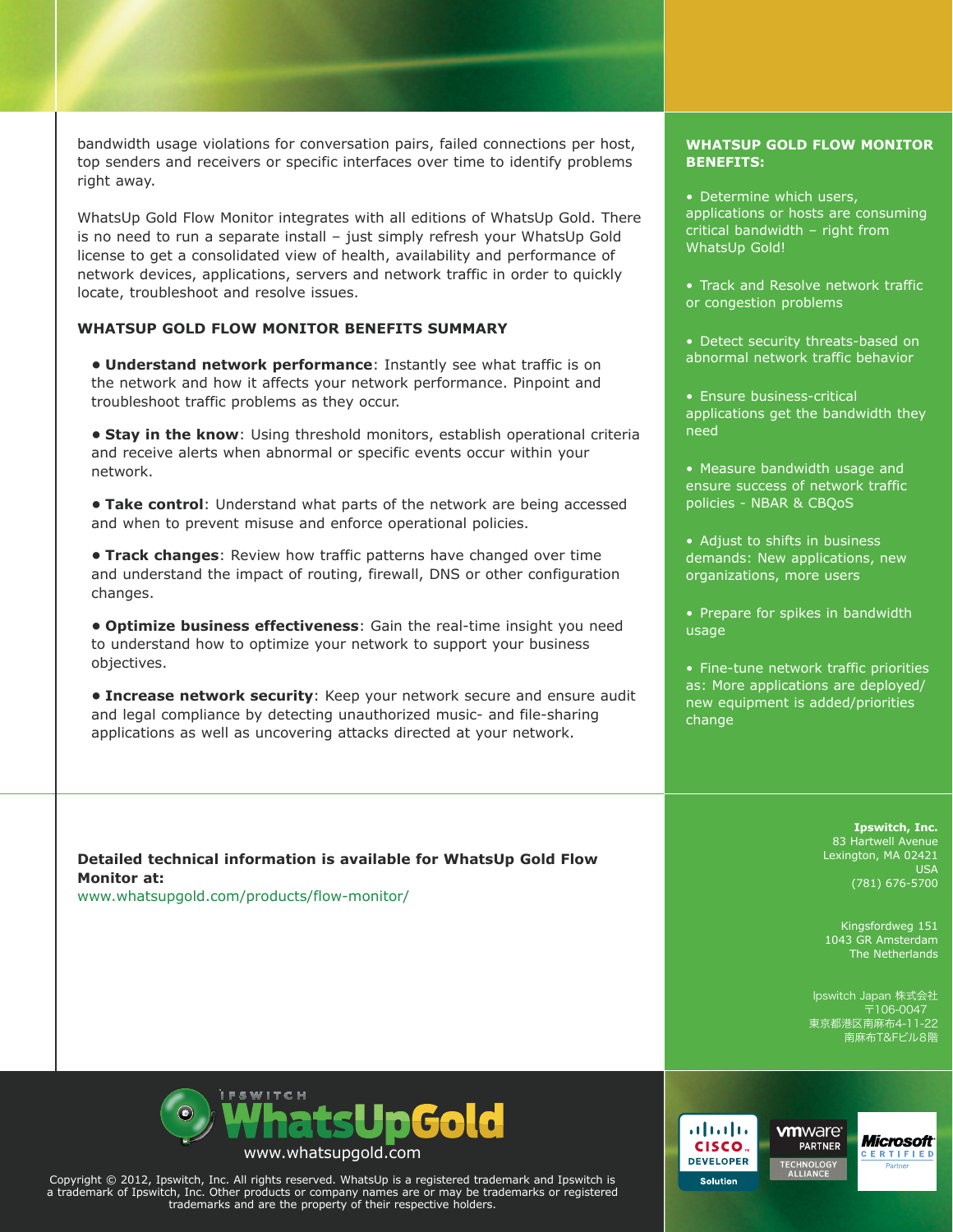bandwidth usage violations for conversation pairs, failed connections per host, top senders and receivers or specific interfaces over time to identify problems right away.

WhatsUp Gold Flow Monitor integrates with all editions of WhatsUp Gold. There is no need to run a separate install – just simply refresh your WhatsUp Gold license to get a consolidated view of health, availability and performance of network devices, applications, servers and network traffic in order to quickly locate, troubleshoot and resolve issues.

## WHATSUP GOLD FLOW MONITOR BENEFITS SUMMARY

- **Understand network performance**: Instantly see what traffic is on the network and how it affects your network performance. Pinpoint and troubleshoot traffic problems as they occur.
- **Stay in the know**: Using threshold monitors, establish operational criteria and receive alerts when abnormal or specific events occur within your network.
- **Take control**: Understand what parts of the network are being accessed and when to prevent misuse and enforce operational policies.
- **Track changes**: Review how traffic patterns have changed over time and understand the impact of routing, firewall, DNS or other configuration changes.
- **Optimize business effectiveness**: Gain the real-time insight you need to understand how to optimize your network to support your business objectives.
- **Increase network security**: Keep your network secure and ensure audit and legal compliance by detecting unauthorized music- and file-sharing applications as well as uncovering attacks directed at your network.

## WHATSUP GOLD FLOW MONITOR BENEFITS:

- Determine which users, applications or hosts are consuming critical bandwidth – right from WhatsUp Gold!
- Track and Resolve network traffic or congestion problems
- Detect security threats-based on abnormal network traffic behavior
- Ensure business-critical applications get the bandwidth they need
- Measure bandwidth usage and ensure success of network traffic policies - NBAR & CBQoS
- Adjust to shifts in business demands: New applications, new organizations, more users
- Prepare for spikes in bandwidth usage
- Fine-tune network traffic priorities as: More applications are deployed/ new equipment is added/priorities change

**Detailed technical information is available for WhatsUp Gold Flow Monitor at:**
www.whatsupgold.com/products/flow-monitor/

**Ipswitch, Inc.**
83 Hartwell Avenue
Lexington, MA 02421
USA
(781) 676-5700

Kingsfordweg 151
1043 GR Amsterdam
The Netherlands

Ipswitch Japan 株式会社
〒106-0047
東京都港区南麻布4-11-22
南麻布T&Fビル8階

IPSWITCH WhatsUpGold
www.whatsupgold.com

Copyright © 2012, Ipswitch, Inc. All rights reserved. WhatsUp is a registered trademark and Ipswitch is a trademark of Ipswitch, Inc. Other products or company names are or may be trademarks or registered trademarks and are the property of their respective holders.

CISCO DEVELOPER Solution | vmware PARTNER TECHNOLOGY ALLIANCE | Microsoft CERTIFIED Partner